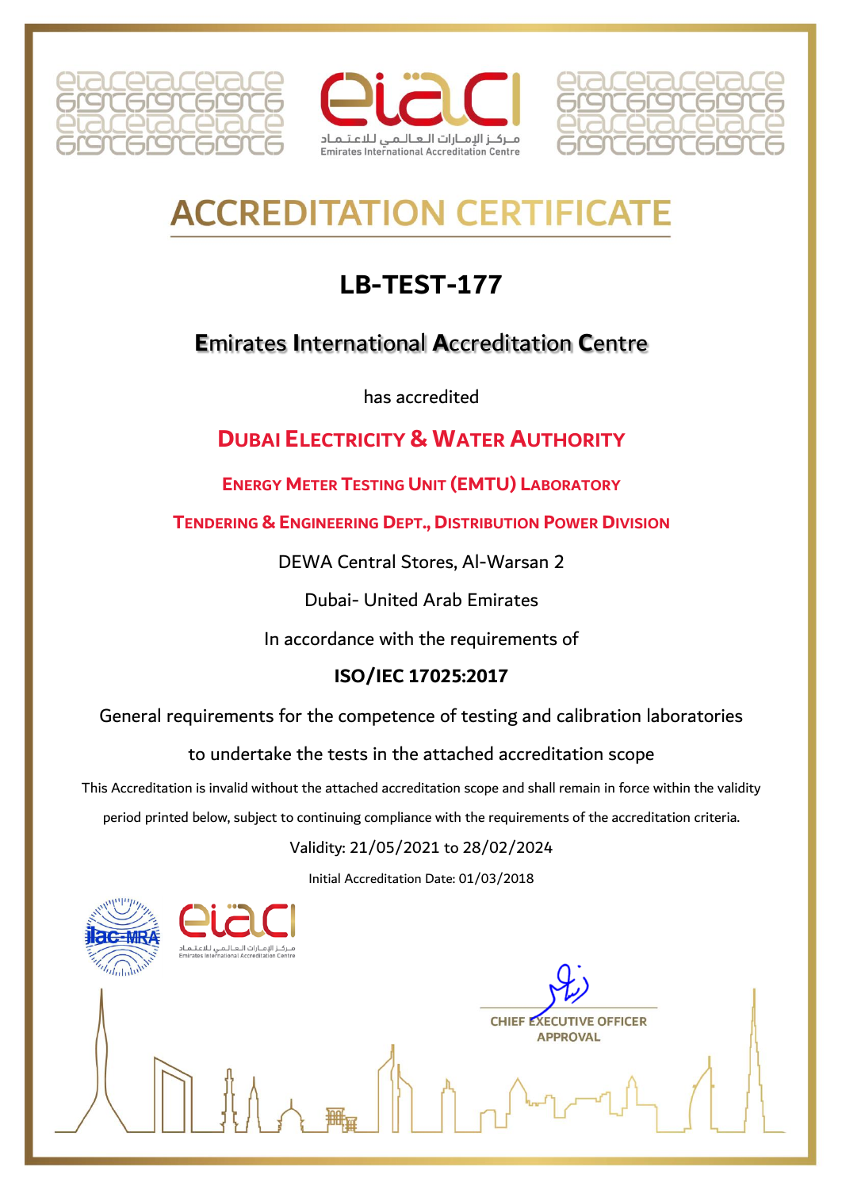مـركـز الإمـارات الـعـالـمـي للاعـتـمـاد
Emirates International Accreditation Centre

# ACCREDITATION CERTIFICATE

## LB-TEST-177

### Emirates International Accreditation Centre

has accredited

## DUBAI ELECTRICITY & WATER AUTHORITY

### ENERGY METER TESTING UNIT (EMTU) LABORATORY

### TENDERING & ENGINEERING DEPT., DISTRIBUTION POWER DIVISION

DEWA Central Stores, Al-Warsan 2

Dubai- United Arab Emirates

In accordance with the requirements of

**ISO/IEC 17025:2017**

General requirements for the competence of testing and calibration laboratories

to undertake the tests in the attached accreditation scope

This Accreditation is invalid without the attached accreditation scope and shall remain in force within the validity period printed below, subject to continuing compliance with the requirements of the accreditation criteria.

Validity: 21/05/2021 to 28/02/2024

Initial Accreditation Date: 01/03/2018

ilac-MRA

مـركـز الإمـارات الـعـالـمـي للاعـتـمـاد
Emirates International Accreditation Centre

CHIEF EXECUTIVE OFFICER
APPROVAL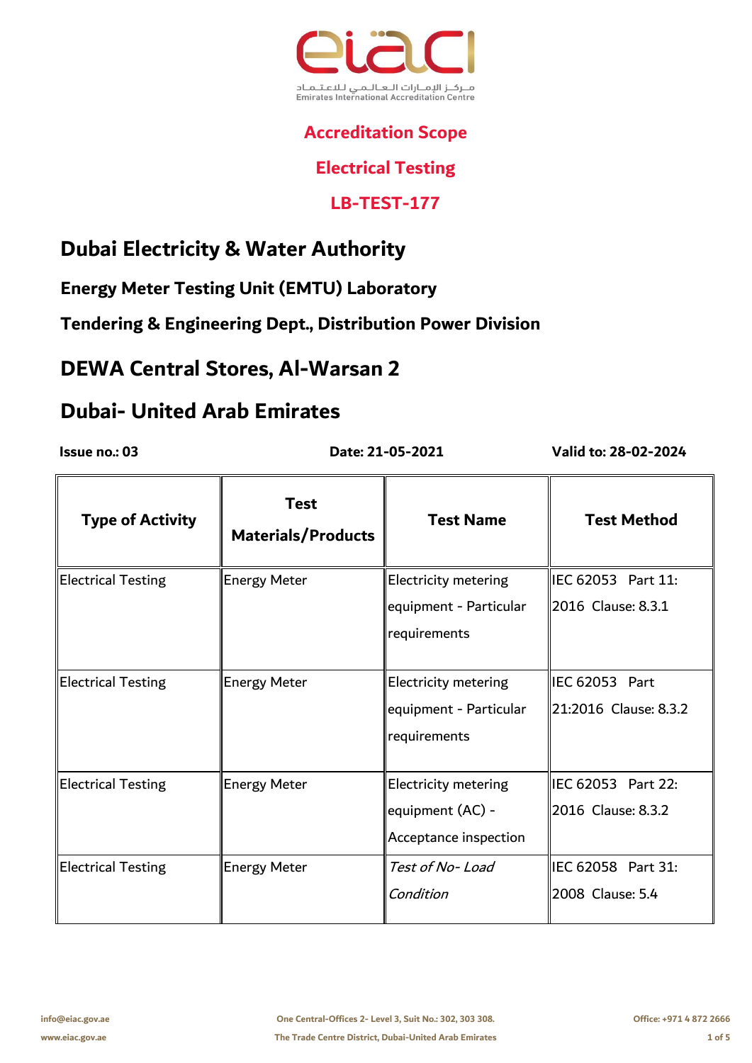مـركـز الإمـارات الـعـالـمـي لـلاعـتـمـاد
Emirates International Accreditation Centre

## Accreditation Scope

## Electrical Testing

## LB-TEST-177

# Dubai Electricity & Water Authority

### Energy Meter Testing Unit (EMTU) Laboratory

### Tendering & Engineering Dept., Distribution Power Division

## DEWA Central Stores, Al-Warsan 2

## Dubai- United Arab Emirates

**Issue no.: 03** **Date: 21-05-2021** **Valid to: 28-02-2024**

| Type of Activity | Test Materials/Products | Test Name | Test Method |
|---|---|---|---|
| Electrical Testing | Energy Meter | Electricity metering equipment - Particular requirements | IEC 62053 Part 11: 2016 Clause: 8.3.1 |
| Electrical Testing | Energy Meter | Electricity metering equipment - Particular requirements | IEC 62053 Part 21:2016 Clause: 8.3.2 |
| Electrical Testing | Energy Meter | Electricity metering equipment (AC) - Acceptance inspection | IEC 62053 Part 22: 2016 Clause: 8.3.2 |
| Electrical Testing | Energy Meter | *Test of No- Load Condition* | IEC 62058 Part 31: 2008 Clause: 5.4 |

info@eiac.gov.ae
www.eiac.gov.ae
One Central-Offices 2- Level 3, Suit No.: 302, 303 308.
The Trade Centre District, Dubai-United Arab Emirates
Office: +971 4 872 2666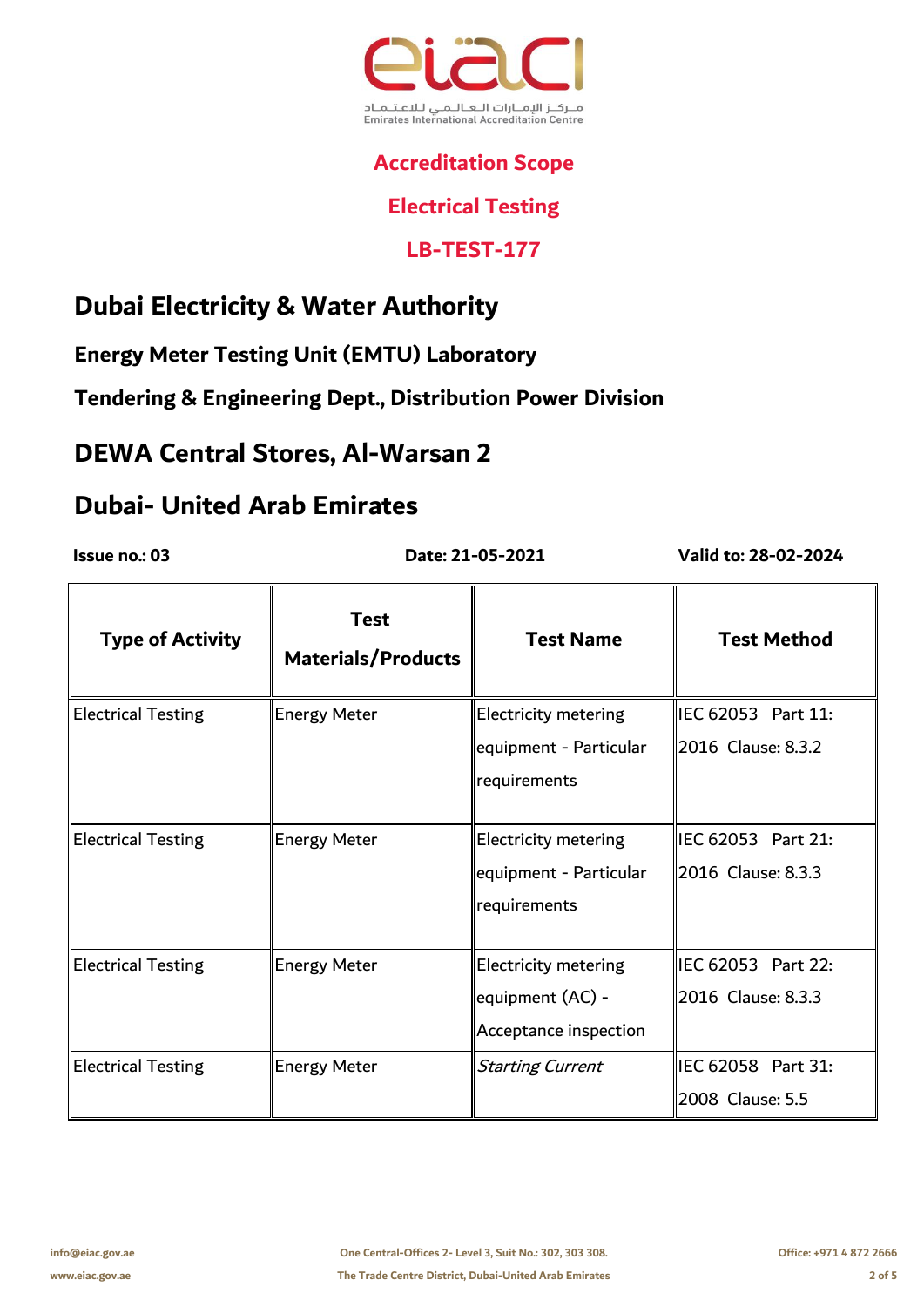مـركـز الإمـارات الـعـالـمـي للاعـتـمـاد
Emirates International Accreditation Centre

## Accreditation Scope

## Electrical Testing

## LB-TEST-177

# Dubai Electricity & Water Authority

### Energy Meter Testing Unit (EMTU) Laboratory

### Tendering & Engineering Dept., Distribution Power Division

## DEWA Central Stores, Al-Warsan 2

## Dubai- United Arab Emirates

**Issue no.: 03** **Date: 21-05-2021** **Valid to: 28-02-2024**

| Type of Activity | Test Materials/Products | Test Name | Test Method |
|---|---|---|---|
| Electrical Testing | Energy Meter | Electricity metering equipment - Particular requirements | IEC 62053 Part 11: 2016 Clause: 8.3.2 |
| Electrical Testing | Energy Meter | Electricity metering equipment - Particular requirements | IEC 62053 Part 21: 2016 Clause: 8.3.3 |
| Electrical Testing | Energy Meter | Electricity metering equipment (AC) - Acceptance inspection | IEC 62053 Part 22: 2016 Clause: 8.3.3 |
| Electrical Testing | Energy Meter | *Starting Current* | IEC 62058 Part 31: 2008 Clause: 5.5 |

info@eiac.gov.ae | One Central-Offices 2- Level 3, Suit No.: 302, 303 308. | Office: +971 4 872 2666
www.eiac.gov.ae | The Trade Centre District, Dubai-United Arab Emirates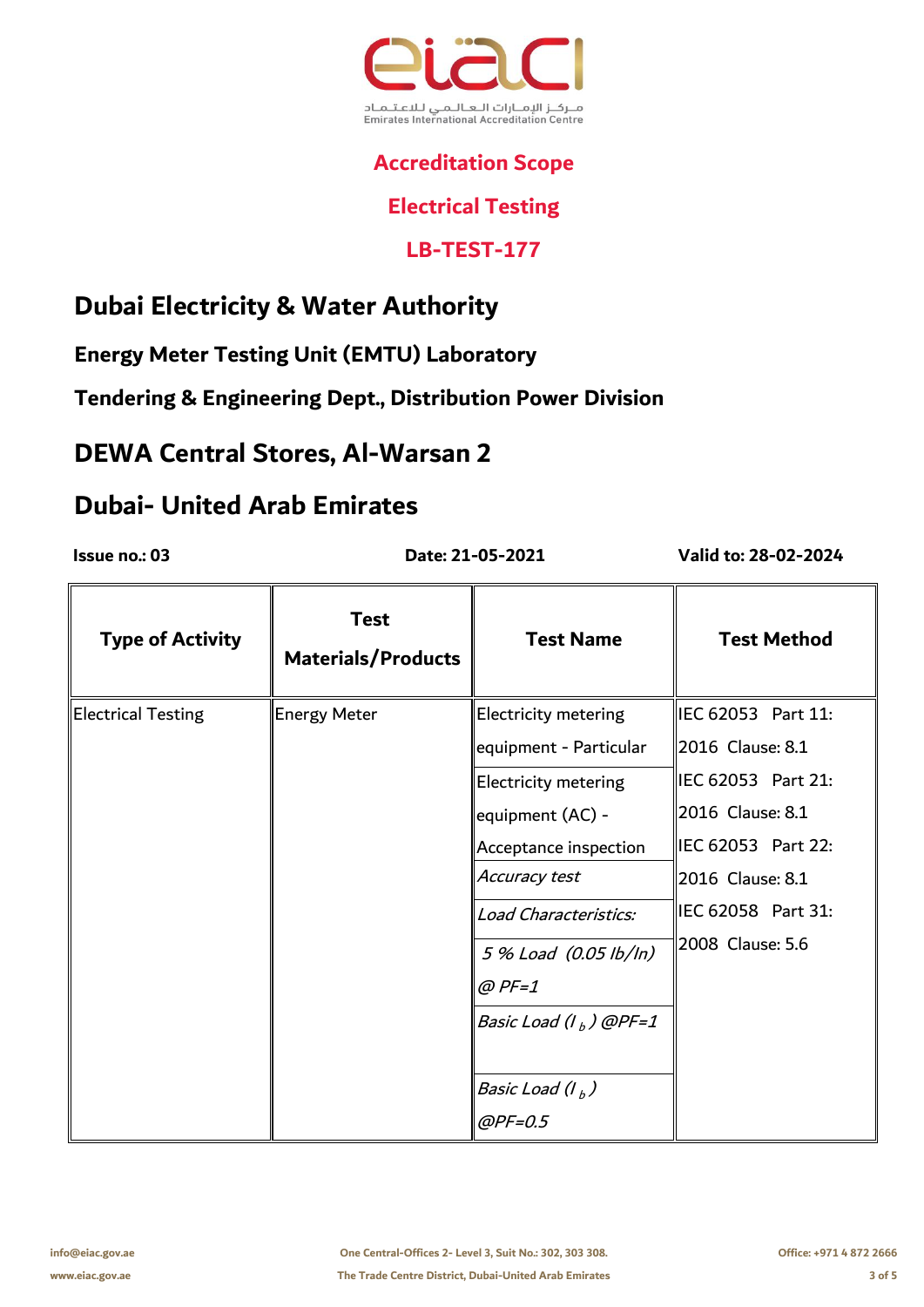eiac

مـركـز الإمـارات الـعـالـمـي لـلاعـتـمـاد
Emirates International Accreditation Centre

## Accreditation Scope

## Electrical Testing

## LB-TEST-177

# Dubai Electricity & Water Authority

### Energy Meter Testing Unit (EMTU) Laboratory

### Tendering & Engineering Dept., Distribution Power Division

## DEWA Central Stores, Al-Warsan 2

## Dubai- United Arab Emirates

**Issue no.: 03** **Date: 21-05-2021** **Valid to: 28-02-2024**

| Type of Activity | Test Materials/Products | Test Name | Test Method |
|---|---|---|---|
| Electrical Testing | Energy Meter | Electricity metering equipment - Particular<br>Electricity metering equipment (AC) - Acceptance inspection<br>*Accuracy test*<br>*Load Characteristics:*<br>*5 % Load (0.05 Ib/In) @ PF=1*<br>*Basic Load ($I_b$) @PF=1*<br>*Basic Load ($I_b$) @PF=0.5* | IEC 62053 Part 11: 2016 Clause: 8.1<br>IEC 62053 Part 21: 2016 Clause: 8.1<br>IEC 62053 Part 22: 2016 Clause: 8.1<br>IEC 62058 Part 31: 2008 Clause: 5.6 |

info@eiac.gov.ae
www.eiac.gov.ae
One Central-Offices 2- Level 3, Suit No.: 302, 303 308.
The Trade Centre District, Dubai-United Arab Emirates
Office: +971 4 872 2666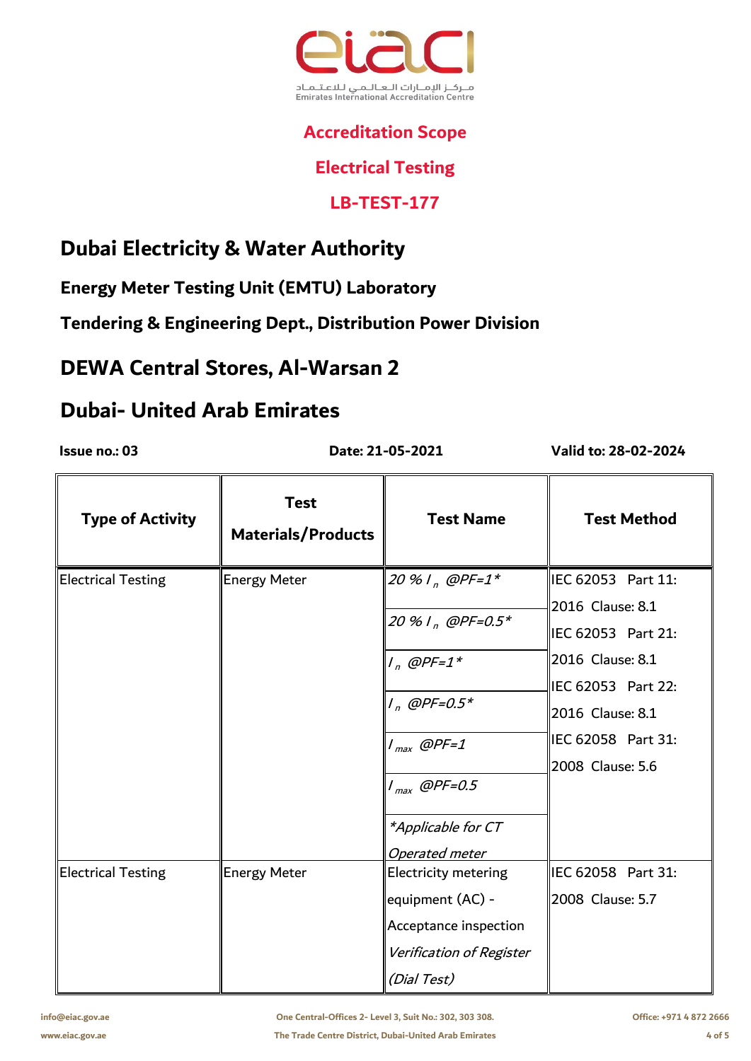## Accreditation Scope

## Electrical Testing

## LB-TEST-177

# Dubai Electricity & Water Authority

### Energy Meter Testing Unit (EMTU) Laboratory

### Tendering & Engineering Dept., Distribution Power Division

## DEWA Central Stores, Al-Warsan 2

## Dubai- United Arab Emirates

**Issue no.: 03** **Date: 21-05-2021** **Valid to: 28-02-2024**

| Type of Activity | Test Materials/Products | Test Name | Test Method |
|---|---|---|---|
| Electrical Testing | Energy Meter | *20 % $I_n$ @PF=1**<br>*20 % $I_n$ @PF=0.5**<br>*$I_n$ @PF=1**<br>*$I_n$ @PF=0.5**<br>*$I_{max}$ @PF=1*<br>*$I_{max}$ @PF=0.5*<br>**Applicable for CT Operated meter* | IEC 62053 Part 11: 2016 Clause: 8.1<br>IEC 62053 Part 21: 2016 Clause: 8.1<br>IEC 62053 Part 22: 2016 Clause: 8.1<br>IEC 62058 Part 31: 2008 Clause: 5.6 |
| Electrical Testing | Energy Meter | Electricity metering equipment (AC) - Acceptance inspection<br>*Verification of Register (Dial Test)* | IEC 62058 Part 31: 2008 Clause: 5.7 |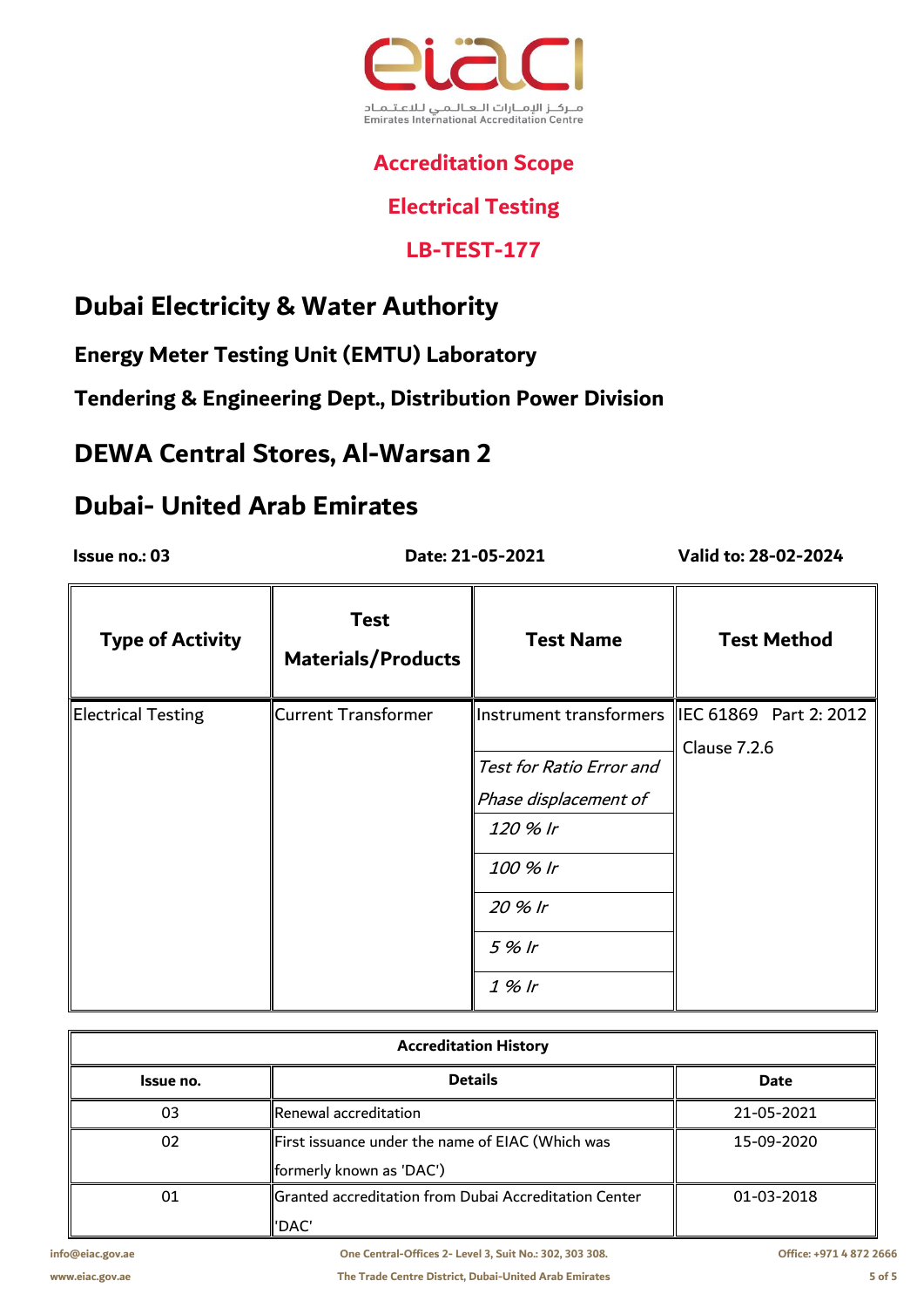مـركـز الإمـارات الـعـالـمـي لـلاعـتـمـاد
Emirates International Accreditation Centre

## Accreditation Scope

## Electrical Testing

## LB-TEST-177

# Dubai Electricity & Water Authority

### Energy Meter Testing Unit (EMTU) Laboratory

### Tendering & Engineering Dept., Distribution Power Division

## DEWA Central Stores, Al-Warsan 2

## Dubai- United Arab Emirates

**Issue no.: 03** **Date: 21-05-2021** **Valid to: 28-02-2024**

| Type of Activity | Test Materials/Products | Test Name | Test Method |
|---|---|---|---|
| Electrical Testing | Current Transformer | Instrument transformers | IEC 61869 Part 2: 2012 Clause 7.2.6 |
| | | *Test for Ratio Error and Phase displacement of* | |
| | | *120 % Ir* | |
| | | *100 % Ir* | |
| | | *20 % Ir* | |
| | | *5 % Ir* | |
| | | *1 % Ir* | |

| Accreditation History | | |
|---|---|---|
| **Issue no.** | **Details** | **Date** |
| 03 | Renewal accreditation | 21-05-2021 |
| 02 | First issuance under the name of EIAC (Which was formerly known as 'DAC') | 15-09-2020 |
| 01 | Granted accreditation from Dubai Accreditation Center 'DAC' | 01-03-2018 |

info@eiac.gov.ae | One Central-Offices 2- Level 3, Suit No.: 302, 303 308. | Office: +971 4 872 2666
www.eiac.gov.ae | The Trade Centre District, Dubai-United Arab Emirates